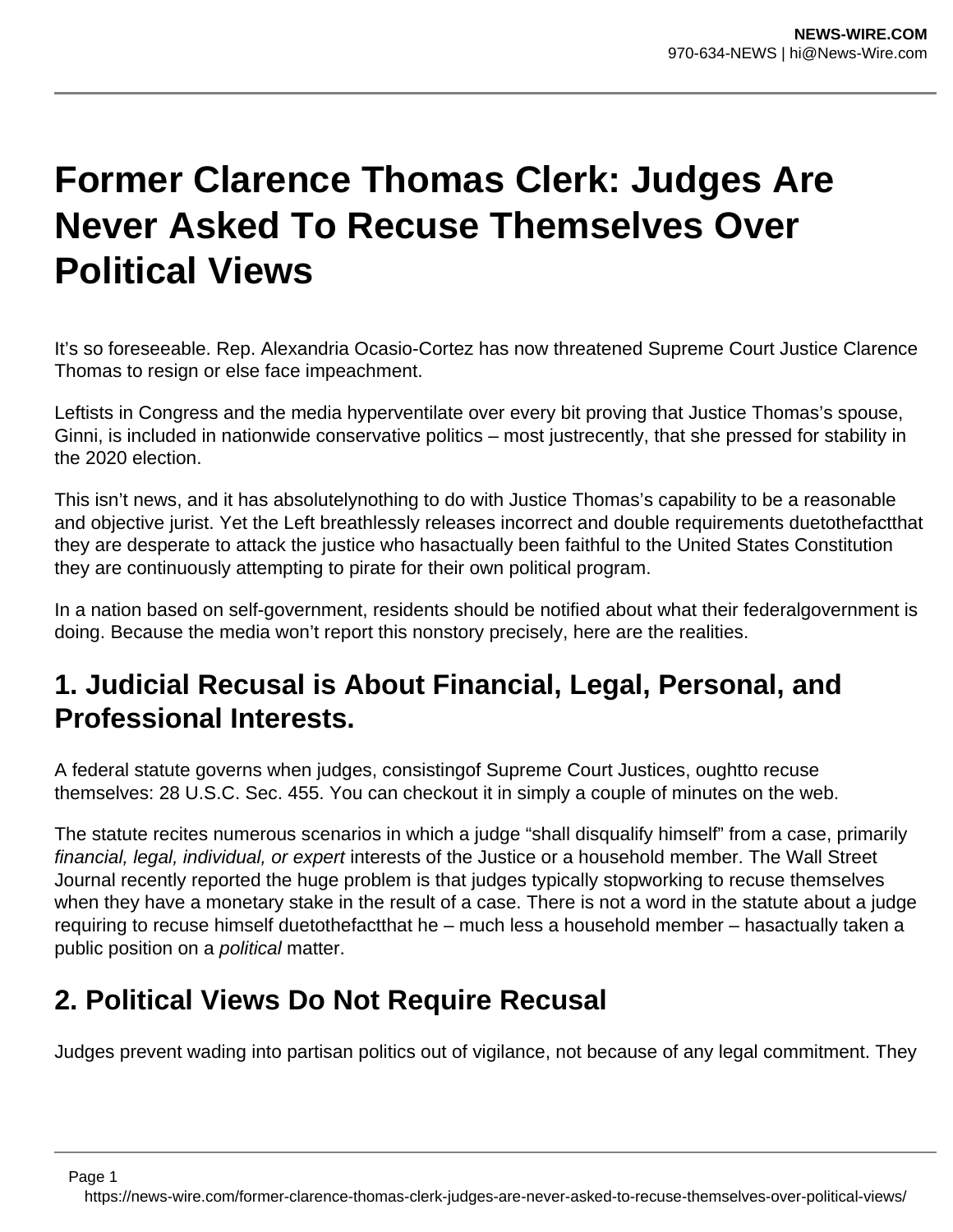# Former Clarence Thomas Clerk: Judges Are Never Asked To Recuse Themselves Over Political Views

It's so foreseeable. Rep. Alexandria Ocasio-Cortez has now threatened Supreme Court Justice Clarence Thomas to resign or else face impeachment.

Leftists in Congress and the media hyperventilate over every bit proving that Justice Thomas's spouse, Ginni, is included in nationwide conservative politics – most justrecently, that she pressed for stability in the 2020 election.

This isn't news, and it has absolutelynothing to do with Justice Thomas's capability to be a reasonable and objective jurist. Yet the Left breathlessly releases incorrect and double requirements duetothefactthat they are desperate to attack the justice who hasactually been faithful to the United States Constitution they are continuously attempting to pirate for their own political program.

In a nation based on self-government, residents should be notified about what their federalgovernment is doing. Because the media won't report this nonstory precisely, here are the realities.

## 1. Judicial Recusal is About Financial, Legal, Personal, and Professional Interests.

A federal statute governs when judges, consistingof Supreme Court Justices, oughtto recuse themselves: 28 U.S.C. Sec. 455. You can checkout it in simply a couple of minutes on the web.

The statute recites numerous scenarios in which a judge "shall disqualify himself" from a case, primarily *financial, legal, individual, or expert* interests of the Justice or a household member. The Wall Street Journal recently reported the huge problem is that judges typically stopworking to recuse themselves when they have a monetary stake in the result of a case. There is not a word in the statute about a judge requiring to recuse himself duetothefactthat he – much less a household member – hasactually taken a public position on a *political* matter.

## 2. Political Views Do Not Require Recusal

Judges prevent wading into partisan politics out of vigilance, not because of any legal commitment. They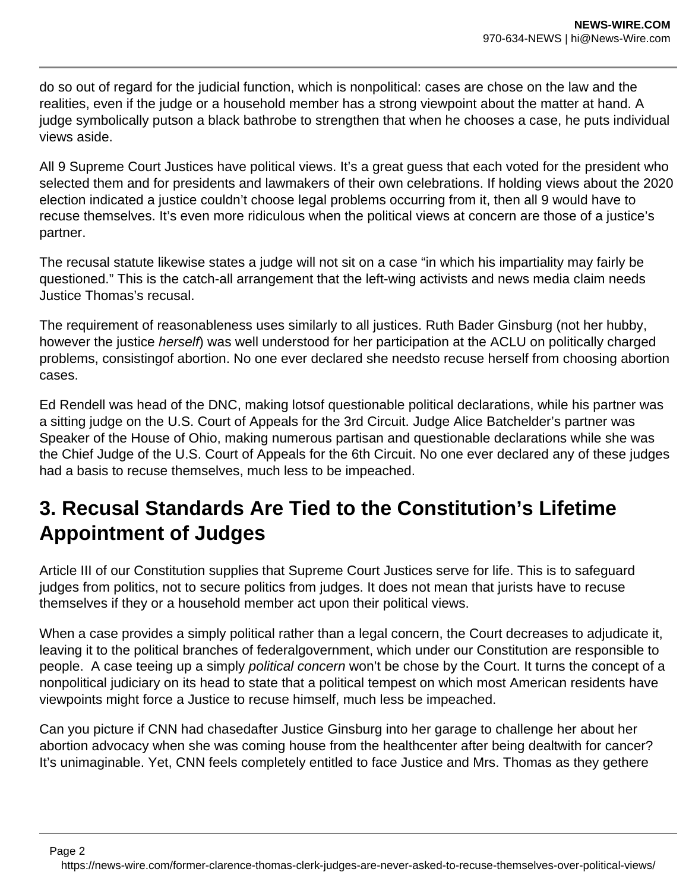do so out of regard for the judicial function, which is nonpolitical: cases are chose on the law and the realities, even if the judge or a household member has a strong viewpoint about the matter at hand. A judge symbolically putson a black bathrobe to strengthen that when he chooses a case, he puts individual views aside.

All 9 Supreme Court Justices have political views. It's a great guess that each voted for the president who selected them and for presidents and lawmakers of their own celebrations. If holding views about the 2020 election indicated a justice couldn't choose legal problems occurring from it, then all 9 would have to recuse themselves. It's even more ridiculous when the political views at concern are those of a justice's partner.

The recusal statute likewise states a judge will not sit on a case "in which his impartiality may fairly be questioned." This is the catch-all arrangement that the left-wing activists and news media claim needs Justice Thomas's recusal.

The requirement of reasonableness uses similarly to all justices. Ruth Bader Ginsburg (not her hubby, however the justice *herself*) was well understood for her participation at the ACLU on politically charged problems, consistingof abortion. No one ever declared she needsto recuse herself from choosing abortion cases.

Ed Rendell was head of the DNC, making lotsof questionable political declarations, while his partner was a sitting judge on the U.S. Court of Appeals for the 3rd Circuit. Judge Alice Batchelder's partner was Speaker of the House of Ohio, making numerous partisan and questionable declarations while she was the Chief Judge of the U.S. Court of Appeals for the 6th Circuit. No one ever declared any of these judges had a basis to recuse themselves, much less to be impeached.

## 3. Recusal Standards Are Tied to the Constitution's Lifetime Appointment of Judges

Article III of our Constitution supplies that Supreme Court Justices serve for life. This is to safeguard judges from politics, not to secure politics from judges. It does not mean that jurists have to recuse themselves if they or a household member act upon their political views.

When a case provides a simply political rather than a legal concern, the Court decreases to adjudicate it, leaving it to the political branches of federalgovernment, which under our Constitution are responsible to people.  A case teeing up a simply *political concern* won't be chose by the Court. It turns the concept of a nonpolitical judiciary on its head to state that a political tempest on which most American residents have viewpoints might force a Justice to recuse himself, much less be impeached.

Can you picture if CNN had chasedafter Justice Ginsburg into her garage to challenge her about her abortion advocacy when she was coming house from the healthcenter after being dealtwith for cancer? It's unimaginable. Yet, CNN feels completely entitled to face Justice and Mrs. Thomas as they gethere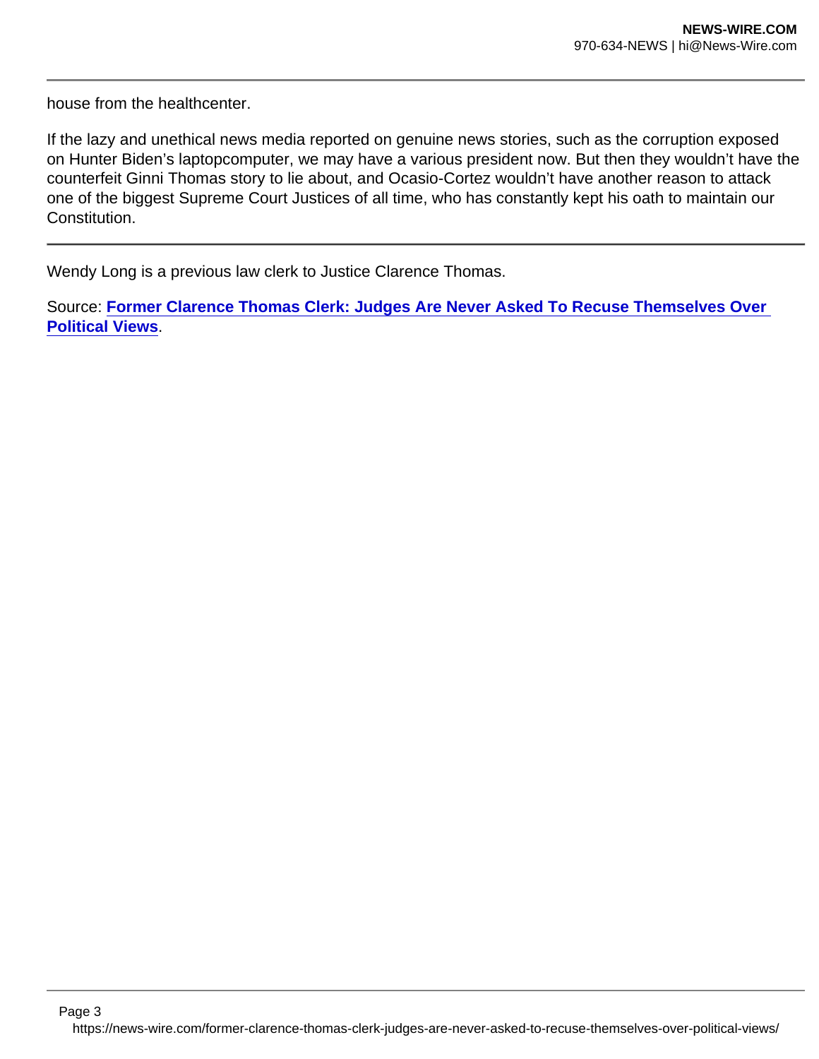house from the healthcenter.

If the lazy and unethical news media reported on genuine news stories, such as the corruption exposed on Hunter Biden's laptopcomputer, we may have a various president now. But then they wouldn't have the counterfeit Ginni Thomas story to lie about, and Ocasio-Cortez wouldn't have another reason to attack one of the biggest Supreme Court Justices of all time, who has constantly kept his oath to maintain our Constitution.

---

Wendy Long is a previous law clerk to Justice Clarence Thomas.

Source: **Former Clarence Thomas Clerk: Judges Are Never Asked To Recuse Themselves Over Political Views**.